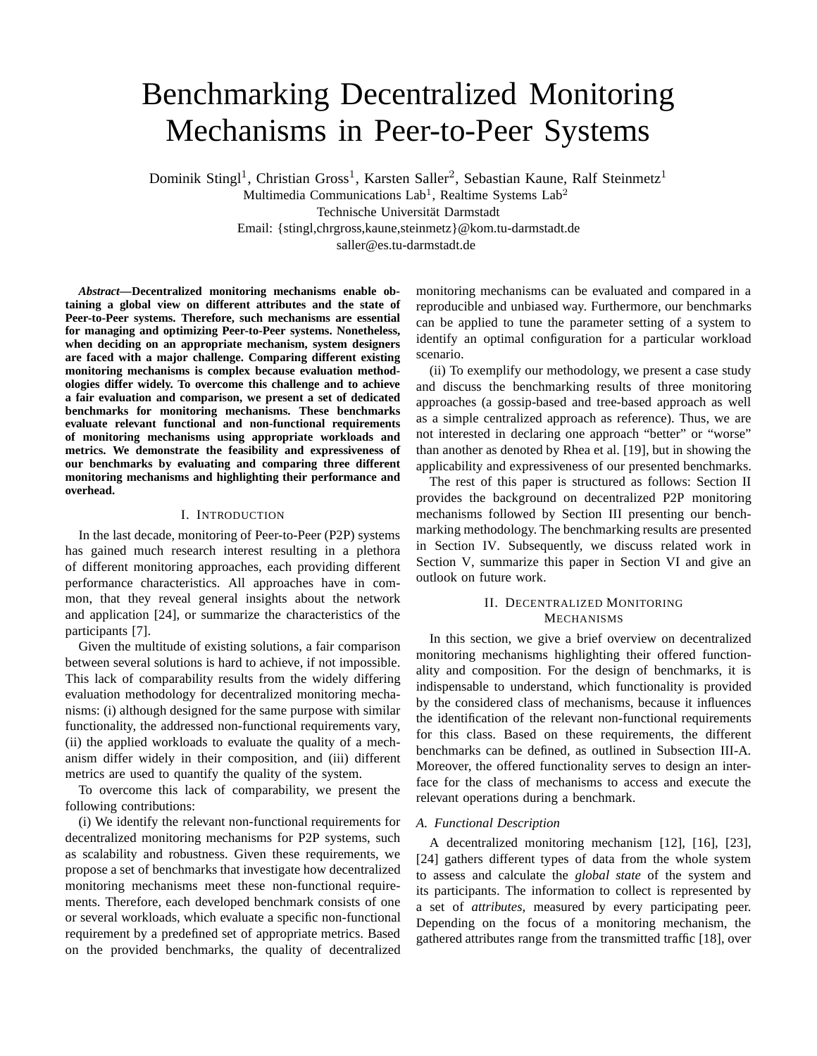# Benchmarking Decentralized Monitoring Mechanisms in Peer-to-Peer Systems

Dominik Stingl[1], Christian Gross[1], Karsten Saller[2], Sebastian Kaune, Ralf Steinmetz[1]

Multimedia Communications Lab[1], Realtime Systems Lab[2]

Technische Universität Darmstadt

Email: {stingl,chrgross,kaune,steinmetz}@kom.tu-darmstadt.de

saller@es.tu-darmstadt.de

***Abstract*—Decentralized monitoring mechanisms enable obtaining a global view on different attributes and the state of Peer-to-Peer systems. Therefore, such mechanisms are essential for managing and optimizing Peer-to-Peer systems. Nonetheless, when deciding on an appropriate mechanism, system designers are faced with a major challenge. Comparing different existing monitoring mechanisms is complex because evaluation methodologies differ widely. To overcome this challenge and to achieve a fair evaluation and comparison, we present a set of dedicated benchmarks for monitoring mechanisms. These benchmarks evaluate relevant functional and non-functional requirements of monitoring mechanisms using appropriate workloads and metrics. We demonstrate the feasibility and expressiveness of our benchmarks by evaluating and comparing three different monitoring mechanisms and highlighting their performance and overhead.**

## I. Introduction

In the last decade, monitoring of Peer-to-Peer (P2P) systems has gained much research interest resulting in a plethora of different monitoring approaches, each providing different performance characteristics. All approaches have in common, that they reveal general insights about the network and application [24], or summarize the characteristics of the participants [7].

Given the multitude of existing solutions, a fair comparison between several solutions is hard to achieve, if not impossible. This lack of comparability results from the widely differing evaluation methodology for decentralized monitoring mechanisms: (i) although designed for the same purpose with similar functionality, the addressed non-functional requirements vary, (ii) the applied workloads to evaluate the quality of a mechanism differ widely in their composition, and (iii) different metrics are used to quantify the quality of the system.

To overcome this lack of comparability, we present the following contributions:

(i) We identify the relevant non-functional requirements for decentralized monitoring mechanisms for P2P systems, such as scalability and robustness. Given these requirements, we propose a set of benchmarks that investigate how decentralized monitoring mechanisms meet these non-functional requirements. Therefore, each developed benchmark consists of one or several workloads, which evaluate a specific non-functional requirement by a predefined set of appropriate metrics. Based on the provided benchmarks, the quality of decentralized monitoring mechanisms can be evaluated and compared in a reproducible and unbiased way. Furthermore, our benchmarks can be applied to tune the parameter setting of a system to identify an optimal configuration for a particular workload scenario.

(ii) To exemplify our methodology, we present a case study and discuss the benchmarking results of three monitoring approaches (a gossip-based and tree-based approach as well as a simple centralized approach as reference). Thus, we are not interested in declaring one approach "better" or "worse" than another as denoted by Rhea et al. [19], but in showing the applicability and expressiveness of our presented benchmarks.

The rest of this paper is structured as follows: Section II provides the background on decentralized P2P monitoring mechanisms followed by Section III presenting our benchmarking methodology. The benchmarking results are presented in Section IV. Subsequently, we discuss related work in Section V, summarize this paper in Section VI and give an outlook on future work.

## II. Decentralized Monitoring Mechanisms

In this section, we give a brief overview on decentralized monitoring mechanisms highlighting their offered functionality and composition. For the design of benchmarks, it is indispensable to understand, which functionality is provided by the considered class of mechanisms, because it influences the identification of the relevant non-functional requirements for this class. Based on these requirements, the different benchmarks can be defined, as outlined in Subsection III-A. Moreover, the offered functionality serves to design an interface for the class of mechanisms to access and execute the relevant operations during a benchmark.

### A. Functional Description

A decentralized monitoring mechanism [12], [16], [23], [24] gathers different types of data from the whole system to assess and calculate the *global state* of the system and its participants. The information to collect is represented by a set of *attributes*, measured by every participating peer. Depending on the focus of a monitoring mechanism, the gathered attributes range from the transmitted traffic [18], over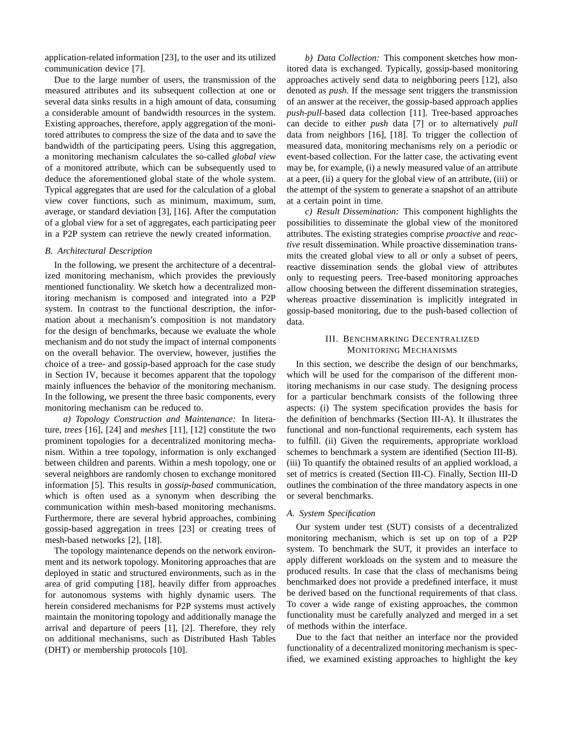application-related information [23], to the user and its utilized communication device [7].

Due to the large number of users, the transmission of the measured attributes and its subsequent collection at one or several data sinks results in a high amount of data, consuming a considerable amount of bandwidth resources in the system. Existing approaches, therefore, apply aggregation of the monitored attributes to compress the size of the data and to save the bandwidth of the participating peers. Using this aggregation, a monitoring mechanism calculates the so-called *global view* of a monitored attribute, which can be subsequently used to deduce the aforementioned global state of the whole system. Typical aggregates that are used for the calculation of a global view cover functions, such as minimum, maximum, sum, average, or standard deviation [3], [16]. After the computation of a global view for a set of aggregates, each participating peer in a P2P system can retrieve the newly created information.

### B. Architectural Description

In the following, we present the architecture of a decentralized monitoring mechanism, which provides the previously mentioned functionality. We sketch how a decentralized monitoring mechanism is composed and integrated into a P2P system. In contrast to the functional description, the information about a mechanism's composition is not mandatory for the design of benchmarks, because we evaluate the whole mechanism and do not study the impact of internal components on the overall behavior. The overview, however, justifies the choice of a tree- and gossip-based approach for the case study in Section IV, because it becomes apparent that the topology mainly influences the behavior of the monitoring mechanism. In the following, we present the three basic components, every monitoring mechanism can be reduced to.

*a) Topology Construction and Maintenance:* In literature, *trees* [16], [24] and *meshes* [11], [12] constitute the two prominent topologies for a decentralized monitoring mechanism. Within a tree topology, information is only exchanged between children and parents. Within a mesh topology, one or several neighbors are randomly chosen to exchange monitored information [5]. This results in *gossip-based* communication, which is often used as a synonym when describing the communication within mesh-based monitoring mechanisms. Furthermore, there are several hybrid approaches, combining gossip-based aggregation in trees [23] or creating trees of mesh-based networks [2], [18].

The topology maintenance depends on the network environment and its network topology. Monitoring approaches that are deployed in static and structured environments, such as in the area of grid computing [18], heavily differ from approaches for autonomous systems with highly dynamic users. The herein considered mechanisms for P2P systems must actively maintain the monitoring topology and additionally manage the arrival and departure of peers [1], [2]. Therefore, they rely on additional mechanisms, such as Distributed Hash Tables (DHT) or membership protocols [10].

*b) Data Collection:* This component sketches how monitored data is exchanged. Typically, gossip-based monitoring approaches actively send data to neighboring peers [12], also denoted as *push*. If the message sent triggers the transmission of an answer at the receiver, the gossip-based approach applies *push-pull*-based data collection [11]. Tree-based approaches can decide to either *push* data [7] or to alternatively *pull* data from neighbors [16], [18]. To trigger the collection of measured data, monitoring mechanisms rely on a periodic or event-based collection. For the latter case, the activating event may be, for example, (i) a newly measured value of an attribute at a peer, (ii) a query for the global view of an attribute, (iii) or the attempt of the system to generate a snapshot of an attribute at a certain point in time.

*c) Result Dissemination:* This component highlights the possibilities to disseminate the global view of the monitored attributes. The existing strategies comprise *proactive* and *reactive* result dissemination. While proactive dissemination transmits the created global view to all or only a subset of peers, reactive dissemination sends the global view of attributes only to requesting peers. Tree-based monitoring approaches allow choosing between the different dissemination strategies, whereas proactive dissemination is implicitly integrated in gossip-based monitoring, due to the push-based collection of data.

## III. Benchmarking Decentralized Monitoring Mechanisms

In this section, we describe the design of our benchmarks, which will be used for the comparison of the different monitoring mechanisms in our case study. The designing process for a particular benchmark consists of the following three aspects: (i) The system specification provides the basis for the definition of benchmarks (Section III-A). It illustrates the functional and non-functional requirements, each system has to fulfill. (ii) Given the requirements, appropriate workload schemes to benchmark a system are identified (Section III-B). (iii) To quantify the obtained results of an applied workload, a set of metrics is created (Section III-C). Finally, Section III-D outlines the combination of the three mandatory aspects in one or several benchmarks.

### A. System Specification

Our system under test (SUT) consists of a decentralized monitoring mechanism, which is set up on top of a P2P system. To benchmark the SUT, it provides an interface to apply different workloads on the system and to measure the produced results. In case that the class of mechanisms being benchmarked does not provide a predefined interface, it must be derived based on the functional requirements of that class. To cover a wide range of existing approaches, the common functionality must be carefully analyzed and merged in a set of methods within the interface.

Due to the fact that neither an interface nor the provided functionality of a decentralized monitoring mechanism is specified, we examined existing approaches to highlight the key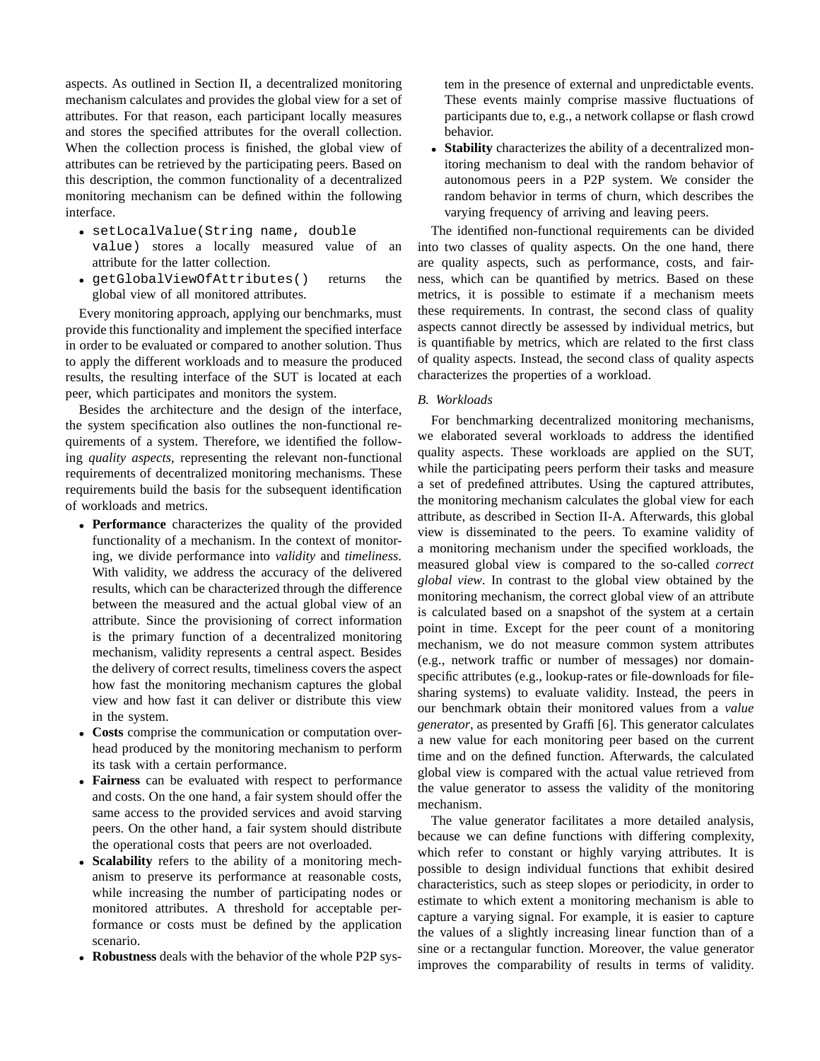aspects. As outlined in Section II, a decentralized monitoring mechanism calculates and provides the global view for a set of attributes. For that reason, each participant locally measures and stores the specified attributes for the overall collection. When the collection process is finished, the global view of attributes can be retrieved by the participating peers. Based on this description, the common functionality of a decentralized monitoring mechanism can be defined within the following interface.

- `setLocalValue(String name, double value)` stores a locally measured value of an attribute for the latter collection.
- `getGlobalViewOfAttributes()` returns the global view of all monitored attributes.

Every monitoring approach, applying our benchmarks, must provide this functionality and implement the specified interface in order to be evaluated or compared to another solution. Thus to apply the different workloads and to measure the produced results, the resulting interface of the SUT is located at each peer, which participates and monitors the system.

Besides the architecture and the design of the interface, the system specification also outlines the non-functional requirements of a system. Therefore, we identified the following *quality aspects*, representing the relevant non-functional requirements of decentralized monitoring mechanisms. These requirements build the basis for the subsequent identification of workloads and metrics.

- **Performance** characterizes the quality of the provided functionality of a mechanism. In the context of monitoring, we divide performance into *validity* and *timeliness*. With validity, we address the accuracy of the delivered results, which can be characterized through the difference between the measured and the actual global view of an attribute. Since the provisioning of correct information is the primary function of a decentralized monitoring mechanism, validity represents a central aspect. Besides the delivery of correct results, timeliness covers the aspect how fast the monitoring mechanism captures the global view and how fast it can deliver or distribute this view in the system.
- **Costs** comprise the communication or computation overhead produced by the monitoring mechanism to perform its task with a certain performance.
- **Fairness** can be evaluated with respect to performance and costs. On the one hand, a fair system should offer the same access to the provided services and avoid starving peers. On the other hand, a fair system should distribute the operational costs that peers are not overloaded.
- **Scalability** refers to the ability of a monitoring mechanism to preserve its performance at reasonable costs, while increasing the number of participating nodes or monitored attributes. A threshold for acceptable performance or costs must be defined by the application scenario.
- **Robustness** deals with the behavior of the whole P2P system in the presence of external and unpredictable events. These events mainly comprise massive fluctuations of participants due to, e.g., a network collapse or flash crowd behavior.
- **Stability** characterizes the ability of a decentralized monitoring mechanism to deal with the random behavior of autonomous peers in a P2P system. We consider the random behavior in terms of churn, which describes the varying frequency of arriving and leaving peers.

The identified non-functional requirements can be divided into two classes of quality aspects. On the one hand, there are quality aspects, such as performance, costs, and fairness, which can be quantified by metrics. Based on these metrics, it is possible to estimate if a mechanism meets these requirements. In contrast, the second class of quality aspects cannot directly be assessed by individual metrics, but is quantifiable by metrics, which are related to the first class of quality aspects. Instead, the second class of quality aspects characterizes the properties of a workload.

### B. Workloads

For benchmarking decentralized monitoring mechanisms, we elaborated several workloads to address the identified quality aspects. These workloads are applied on the SUT, while the participating peers perform their tasks and measure a set of predefined attributes. Using the captured attributes, the monitoring mechanism calculates the global view for each attribute, as described in Section II-A. Afterwards, this global view is disseminated to the peers. To examine validity of a monitoring mechanism under the specified workloads, the measured global view is compared to the so-called *correct global view*. In contrast to the global view obtained by the monitoring mechanism, the correct global view of an attribute is calculated based on a snapshot of the system at a certain point in time. Except for the peer count of a monitoring mechanism, we do not measure common system attributes (e.g., network traffic or number of messages) nor domain-specific attributes (e.g., lookup-rates or file-downloads for file-sharing systems) to evaluate validity. Instead, the peers in our benchmark obtain their monitored values from a *value generator*, as presented by Graffi [6]. This generator calculates a new value for each monitoring peer based on the current time and on the defined function. Afterwards, the calculated global view is compared with the actual value retrieved from the value generator to assess the validity of the monitoring mechanism.

The value generator facilitates a more detailed analysis, because we can define functions with differing complexity, which refer to constant or highly varying attributes. It is possible to design individual functions that exhibit desired characteristics, such as steep slopes or periodicity, in order to estimate to which extent a monitoring mechanism is able to capture a varying signal. For example, it is easier to capture the values of a slightly increasing linear function than of a sine or a rectangular function. Moreover, the value generator improves the comparability of results in terms of validity.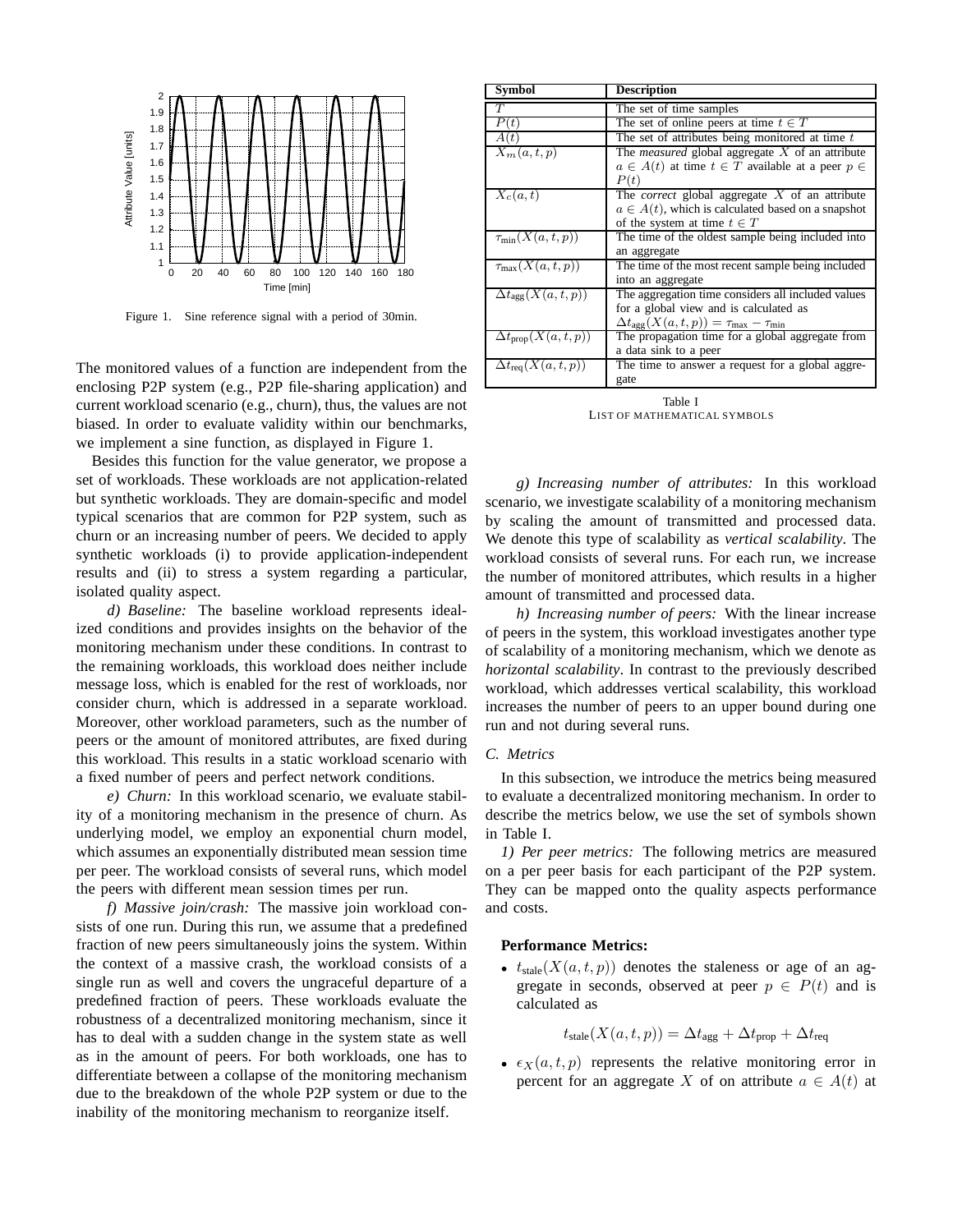Figure 1. Sine reference signal with a period of 30min.

The monitored values of a function are independent from the enclosing P2P system (e.g., P2P file-sharing application) and current workload scenario (e.g., churn), thus, the values are not biased. In order to evaluate validity within our benchmarks, we implement a sine function, as displayed in Figure 1.

Besides this function for the value generator, we propose a set of workloads. These workloads are not application-related but synthetic workloads. They are domain-specific and model typical scenarios that are common for P2P system, such as churn or an increasing number of peers. We decided to apply synthetic workloads (i) to provide application-independent results and (ii) to stress a system regarding a particular, isolated quality aspect.

*d) Baseline:* The baseline workload represents idealized conditions and provides insights on the behavior of the monitoring mechanism under these conditions. In contrast to the remaining workloads, this workload does neither include message loss, which is enabled for the rest of workloads, nor consider churn, which is addressed in a separate workload. Moreover, other workload parameters, such as the number of peers or the amount of monitored attributes, are fixed during this workload. This results in a static workload scenario with a fixed number of peers and perfect network conditions.

*e) Churn:* In this workload scenario, we evaluate stability of a monitoring mechanism in the presence of churn. As underlying model, we employ an exponential churn model, which assumes an exponentially distributed mean session time per peer. The workload consists of several runs, which model the peers with different mean session times per run.

*f) Massive join/crash:* The massive join workload consists of one run. During this run, we assume that a predefined fraction of new peers simultaneously joins the system. Within the context of a massive crash, the workload consists of a single run as well and covers the ungraceful departure of a predefined fraction of peers. These workloads evaluate the robustness of a decentralized monitoring mechanism, since it has to deal with a sudden change in the system state as well as in the amount of peers. For both workloads, one has to differentiate between a collapse of the monitoring mechanism due to the breakdown of the whole P2P system or due to the inability of the monitoring mechanism to reorganize itself.

| Symbol | Description |
|---|---|
| $T$ | The set of time samples |
| $P(t)$ | The set of online peers at time $t \in T$ |
| $A(t)$ | The set of attributes being monitored at time $t$ |
| $X_m(a,t,p)$ | The *measured* global aggregate $X$ of an attribute $a \in A(t)$ at time $t \in T$ available at a peer $p \in P(t)$ |
| $X_c(a,t)$ | The *correct* global aggregate $X$ of an attribute $a \in A(t)$, which is calculated based on a snapshot of the system at time $t \in T$ |
| $\tau_{\text{min}}(X(a,t,p))$ | The time of the oldest sample being included into an aggregate |
| $\tau_{\text{max}}(X(a,t,p))$ | The time of the most recent sample being included into an aggregate |
| $\Delta t_{\text{agg}}(X(a,t,p))$ | The aggregation time considers all included values for a global view and is calculated as $\Delta t_{\text{agg}}(X(a,t,p)) = \tau_{\text{max}} - \tau_{\text{min}}$ |
| $\Delta t_{\text{prop}}(X(a,t,p))$ | The propagation time for a global aggregate from a data sink to a peer |
| $\Delta t_{\text{req}}(X(a,t,p))$ | The time to answer a request for a global aggregate |

Table I
LIST OF MATHEMATICAL SYMBOLS

*g) Increasing number of attributes:* In this workload scenario, we investigate scalability of a monitoring mechanism by scaling the amount of transmitted and processed data. We denote this type of scalability as *vertical scalability*. The workload consists of several runs. For each run, we increase the number of monitored attributes, which results in a higher amount of transmitted and processed data.

*h) Increasing number of peers:* With the linear increase of peers in the system, this workload investigates another type of scalability of a monitoring mechanism, which we denote as *horizontal scalability*. In contrast to the previously described workload, which addresses vertical scalability, this workload increases the number of peers to an upper bound during one run and not during several runs.

### C. Metrics

In this subsection, we introduce the metrics being measured to evaluate a decentralized monitoring mechanism. In order to describe the metrics below, we use the set of symbols shown in Table I.

*1) Per peer metrics:* The following metrics are measured on a per peer basis for each participant of the P2P system. They can be mapped onto the quality aspects performance and costs.

**Performance Metrics:**

- $t_{\text{stale}}(X(a,t,p))$ denotes the staleness or age of an aggregate in seconds, observed at peer $p \in P(t)$ and is calculated as

$$t_{\text{stale}}(X(a,t,p)) = \Delta t_{\text{agg}} + \Delta t_{\text{prop}} + \Delta t_{\text{req}}$$

- $\epsilon_X(a,t,p)$ represents the relative monitoring error in percent for an aggregate $X$ of on attribute $a \in A(t)$ at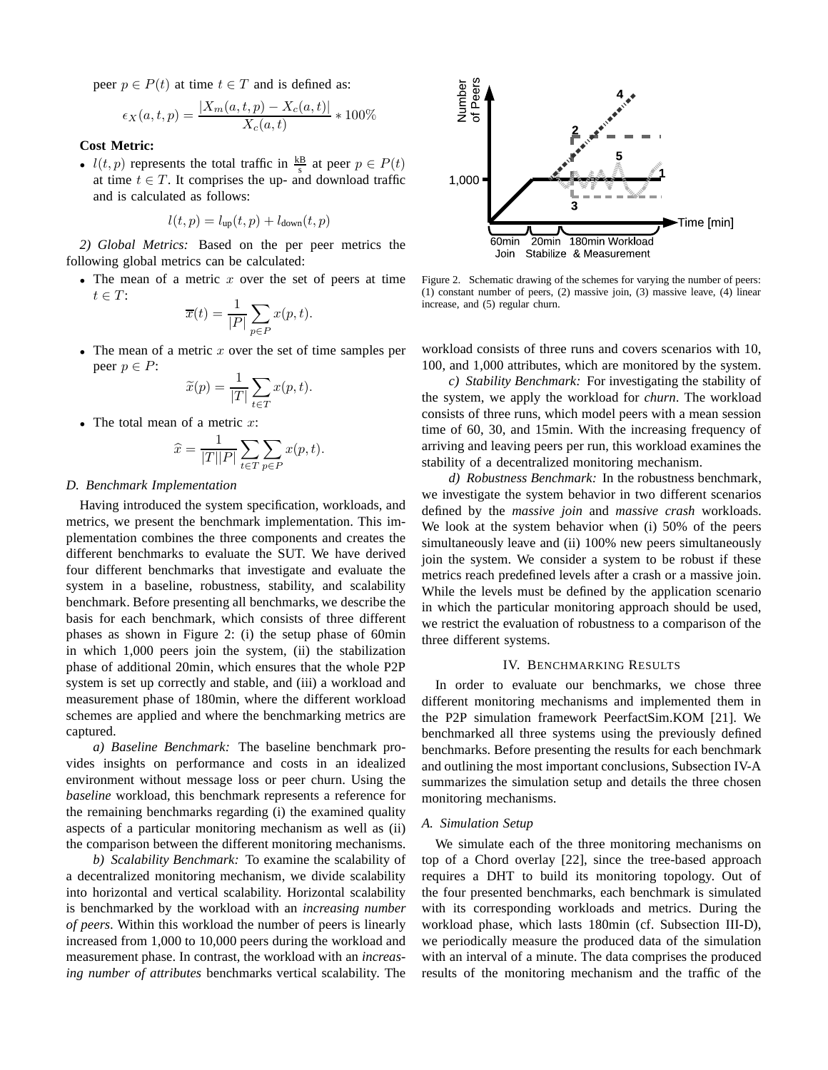peer $p \in P(t)$ at time $t \in T$ and is defined as:

$$\epsilon_X(a,t,p) = \frac{|X_m(a,t,p) - X_c(a,t)|}{X_c(a,t)} * 100\%$$

**Cost Metric:**

- $l(t,p)$ represents the total traffic in $\frac{\text{kB}}{\text{s}}$ at peer $p \in P(t)$ at time $t \in T$. It comprises the up- and download traffic and is calculated as follows:

$$l(t,p) = l_{\text{up}}(t,p) + l_{\text{down}}(t,p)$$

*2) Global Metrics:* Based on the per peer metrics the following global metrics can be calculated:

- The mean of a metric $x$ over the set of peers at time $t \in T$:
$$\overline{x}(t) = \frac{1}{|P|} \sum_{p \in P} x(p,t).$$
- The mean of a metric $x$ over the set of time samples per peer $p \in P$:
$$\widetilde{x}(p) = \frac{1}{|T|} \sum_{t \in T} x(p,t).$$
- The total mean of a metric $x$:
$$\widehat{x} = \frac{1}{|T||P|} \sum_{t \in T} \sum_{p \in P} x(p,t).$$

### D. Benchmark Implementation

Having introduced the system specification, workloads, and metrics, we present the benchmark implementation. This implementation combines the three components and creates the different benchmarks to evaluate the SUT. We have derived four different benchmarks that investigate and evaluate the system in a baseline, robustness, stability, and scalability benchmark. Before presenting all benchmarks, we describe the basis for each benchmark, which consists of three different phases as shown in Figure 2: (i) the setup phase of 60min in which 1,000 peers join the system, (ii) the stabilization phase of additional 20min, which ensures that the whole P2P system is set up correctly and stable, and (iii) a workload and measurement phase of 180min, where the different workload schemes are applied and where the benchmarking metrics are captured.

*a) Baseline Benchmark:* The baseline benchmark provides insights on performance and costs in an idealized environment without message loss or peer churn. Using the *baseline* workload, this benchmark represents a reference for the remaining benchmarks regarding (i) the examined quality aspects of a particular monitoring mechanism as well as (ii) the comparison between the different monitoring mechanisms.

*b) Scalability Benchmark:* To examine the scalability of a decentralized monitoring mechanism, we divide scalability into horizontal and vertical scalability. Horizontal scalability is benchmarked by the workload with an *increasing number of peers*. Within this workload the number of peers is linearly increased from 1,000 to 10,000 peers during the workload and measurement phase. In contrast, the workload with an *increasing number of attributes* benchmarks vertical scalability. The workload consists of three runs and covers scenarios with 10, 100, and 1,000 attributes, which are monitored by the system.

Figure 2. Schematic drawing of the schemes for varying the number of peers: (1) constant number of peers, (2) massive join, (3) massive leave, (4) linear increase, and (5) regular churn.

*c) Stability Benchmark:* For investigating the stability of the system, we apply the workload for *churn*. The workload consists of three runs, which model peers with a mean session time of 60, 30, and 15min. With the increasing frequency of arriving and leaving peers per run, this workload examines the stability of a decentralized monitoring mechanism.

*d) Robustness Benchmark:* In the robustness benchmark, we investigate the system behavior in two different scenarios defined by the *massive join* and *massive crash* workloads. We look at the system behavior when (i) 50% of the peers simultaneously leave and (ii) 100% new peers simultaneously join the system. We consider a system to be robust if these metrics reach predefined levels after a crash or a massive join. While the levels must be defined by the application scenario in which the particular monitoring approach should be used, we restrict the evaluation of robustness to a comparison of the three different systems.

## IV. Benchmarking Results

In order to evaluate our benchmarks, we chose three different monitoring mechanisms and implemented them in the P2P simulation framework PeerfactSim.KOM [21]. We benchmarked all three systems using the previously defined benchmarks. Before presenting the results for each benchmark and outlining the most important conclusions, Subsection IV-A summarizes the simulation setup and details the three chosen monitoring mechanisms.

### A. Simulation Setup

We simulate each of the three monitoring mechanisms on top of a Chord overlay [22], since the tree-based approach requires a DHT to build its monitoring topology. Out of the four presented benchmarks, each benchmark is simulated with its corresponding workloads and metrics. During the workload phase, which lasts 180min (cf. Subsection III-D), we periodically measure the produced data of the simulation with an interval of a minute. The data comprises the produced results of the monitoring mechanism and the traffic of the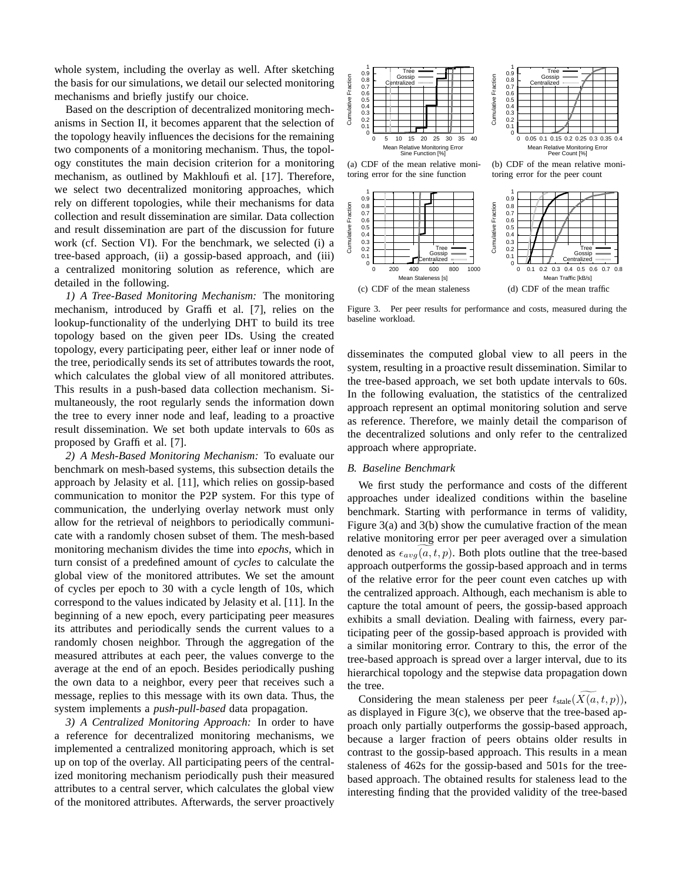whole system, including the overlay as well. After sketching the basis for our simulations, we detail our selected monitoring mechanisms and briefly justify our choice.

Based on the description of decentralized monitoring mechanisms in Section II, it becomes apparent that the selection of the topology heavily influences the decisions for the remaining two components of a monitoring mechanism. Thus, the topology constitutes the main decision criterion for a monitoring mechanism, as outlined by Makhloufi et al. [17]. Therefore, we select two decentralized monitoring approaches, which rely on different topologies, while their mechanisms for data collection and result dissemination are similar. Data collection and result dissemination are part of the discussion for future work (cf. Section VI). For the benchmark, we selected (i) a tree-based approach, (ii) a gossip-based approach, and (iii) a centralized monitoring solution as reference, which are detailed in the following.

*1) A Tree-Based Monitoring Mechanism:* The monitoring mechanism, introduced by Graffi et al. [7], relies on the lookup-functionality of the underlying DHT to build its tree topology based on the given peer IDs. Using the created topology, every participating peer, either leaf or inner node of the tree, periodically sends its set of attributes towards the root, which calculates the global view of all monitored attributes. This results in a push-based data collection mechanism. Simultaneously, the root regularly sends the information down the tree to every inner node and leaf, leading to a proactive result dissemination. We set both update intervals to 60s as proposed by Graffi et al. [7].

*2) A Mesh-Based Monitoring Mechanism:* To evaluate our benchmark on mesh-based systems, this subsection details the approach by Jelasity et al. [11], which relies on gossip-based communication to monitor the P2P system. For this type of communication, the underlying overlay network must only allow for the retrieval of neighbors to periodically communicate with a randomly chosen subset of them. The mesh-based monitoring mechanism divides the time into *epochs*, which in turn consist of a predefined amount of *cycles* to calculate the global view of the monitored attributes. We set the amount of cycles per epoch to 30 with a cycle length of 10s, which correspond to the values indicated by Jelasity et al. [11]. In the beginning of a new epoch, every participating peer measures its attributes and periodically sends the current values to a randomly chosen neighbor. Through the aggregation of the measured attributes at each peer, the values converge to the average at the end of an epoch. Besides periodically pushing the own data to a neighbor, every peer that receives such a message, replies to this message with its own data. Thus, the system implements a *push-pull-based* data propagation.

*3) A Centralized Monitoring Approach:* In order to have a reference for decentralized monitoring mechanisms, we implemented a centralized monitoring approach, which is set up on top of the overlay. All participating peers of the centralized monitoring mechanism periodically push their measured attributes to a central server, which calculates the global view of the monitored attributes. Afterwards, the server proactively

(a) CDF of the mean relative monitoring error for the sine function

(b) CDF of the mean relative monitoring error for the peer count

(c) CDF of the mean staleness

(d) CDF of the mean traffic

Figure 3. Per peer results for performance and costs, measured during the baseline workload.

disseminates the computed global view to all peers in the system, resulting in a proactive result dissemination. Similar to the tree-based approach, we set both update intervals to 60s. In the following evaluation, the statistics of the centralized approach represent an optimal monitoring solution and serve as reference. Therefore, we mainly detail the comparison of the decentralized solutions and only refer to the centralized approach where appropriate.

### B. Baseline Benchmark

We first study the performance and costs of the different approaches under idealized conditions within the baseline benchmark. Starting with performance in terms of validity, Figure 3(a) and 3(b) show the cumulative fraction of the mean relative monitoring error per peer averaged over a simulation denoted as $\epsilon_{avg}\widetilde{(a,t,p)}$. Both plots outline that the tree-based approach outperforms the gossip-based approach and in terms of the relative error for the peer count even catches up with the centralized approach. Although, each mechanism is able to capture the total amount of peers, the gossip-based approach exhibits a small deviation. Dealing with fairness, every participating peer of the gossip-based approach is provided with a similar monitoring error. Contrary to this, the error of the tree-based approach is spread over a larger interval, due to its hierarchical topology and the stepwise data propagation down the tree.

Considering the mean staleness per peer $t_{\text{stale}}(\widetilde{X(a,t,p)})$, as displayed in Figure 3(c), we observe that the tree-based approach only partially outperforms the gossip-based approach, because a larger fraction of peers obtains older results in contrast to the gossip-based approach. This results in a mean staleness of 462s for the gossip-based and 501s for the tree-based approach. The obtained results for staleness lead to the interesting finding that the provided validity of the tree-based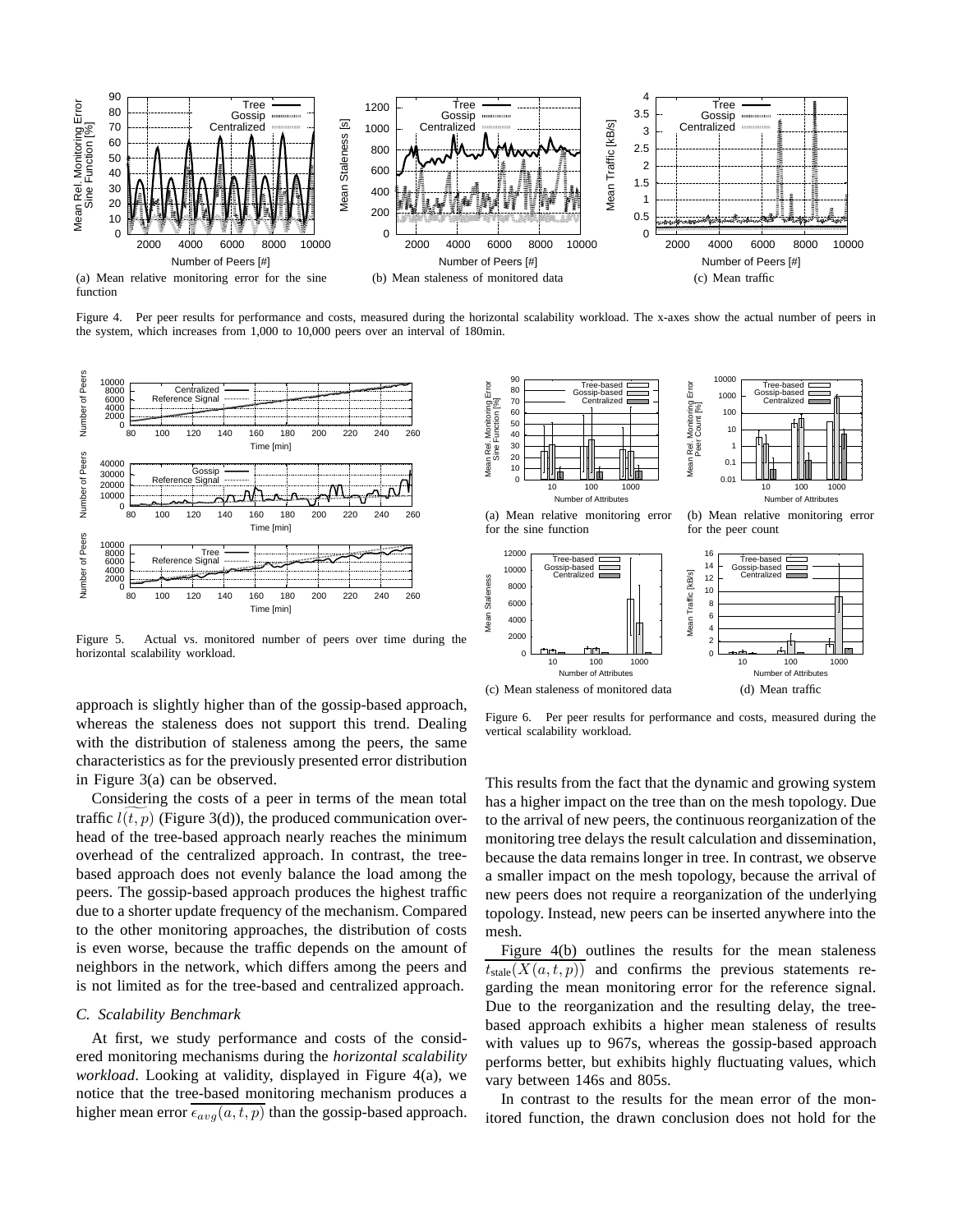(a) Mean relative monitoring error for the sine function

(b) Mean staleness of monitored data

(c) Mean traffic

Figure 4. Per peer results for performance and costs, measured during the horizontal scalability workload. The x-axes show the actual number of peers in the system, which increases from 1,000 to 10,000 peers over an interval of 180min.

Figure 5. Actual vs. monitored number of peers over time during the horizontal scalability workload.

(a) Mean relative monitoring error for the sine function

(b) Mean relative monitoring error for the peer count

(c) Mean staleness of monitored data

(d) Mean traffic

Figure 6. Per peer results for performance and costs, measured during the vertical scalability workload.

approach is slightly higher than of the gossip-based approach, whereas the staleness does not support this trend. Dealing with the distribution of staleness among the peers, the same characteristics as for the previously presented error distribution in Figure 3(a) can be observed.

Considering the costs of a peer in terms of the mean total traffic $\widetilde{l(t,p)}$ (Figure 3(d)), the produced communication overhead of the tree-based approach nearly reaches the minimum overhead of the centralized approach. In contrast, the tree-based approach does not evenly balance the load among the peers. The gossip-based approach produces the highest traffic due to a shorter update frequency of the mechanism. Compared to the other monitoring approaches, the distribution of costs is even worse, because the traffic depends on the amount of neighbors in the network, which differs among the peers and is not limited as for the tree-based and centralized approach.

### C. Scalability Benchmark

At first, we study performance and costs of the considered monitoring mechanisms during the *horizontal scalability workload*. Looking at validity, displayed in Figure 4(a), we notice that the tree-based monitoring mechanism produces a higher mean error $\overline{\epsilon_{avg}(a,t,p)}$ than the gossip-based approach. This results from the fact that the dynamic and growing system has a higher impact on the tree than on the mesh topology. Due to the arrival of new peers, the continuous reorganization of the monitoring tree delays the result calculation and dissemination, because the data remains longer in tree. In contrast, we observe a smaller impact on the mesh topology, because the arrival of new peers does not require a reorganization of the underlying topology. Instead, new peers can be inserted anywhere into the mesh.

Figure 4(b) outlines the results for the mean staleness $\overline{t_{\text{stale}}(X(a,t,p))}$ and confirms the previous statements regarding the mean monitoring error for the reference signal. Due to the reorganization and the resulting delay, the tree-based approach exhibits a higher mean staleness of results with values up to 967s, whereas the gossip-based approach performs better, but exhibits highly fluctuating values, which vary between 146s and 805s.

In contrast to the results for the mean error of the monitored function, the drawn conclusion does not hold for the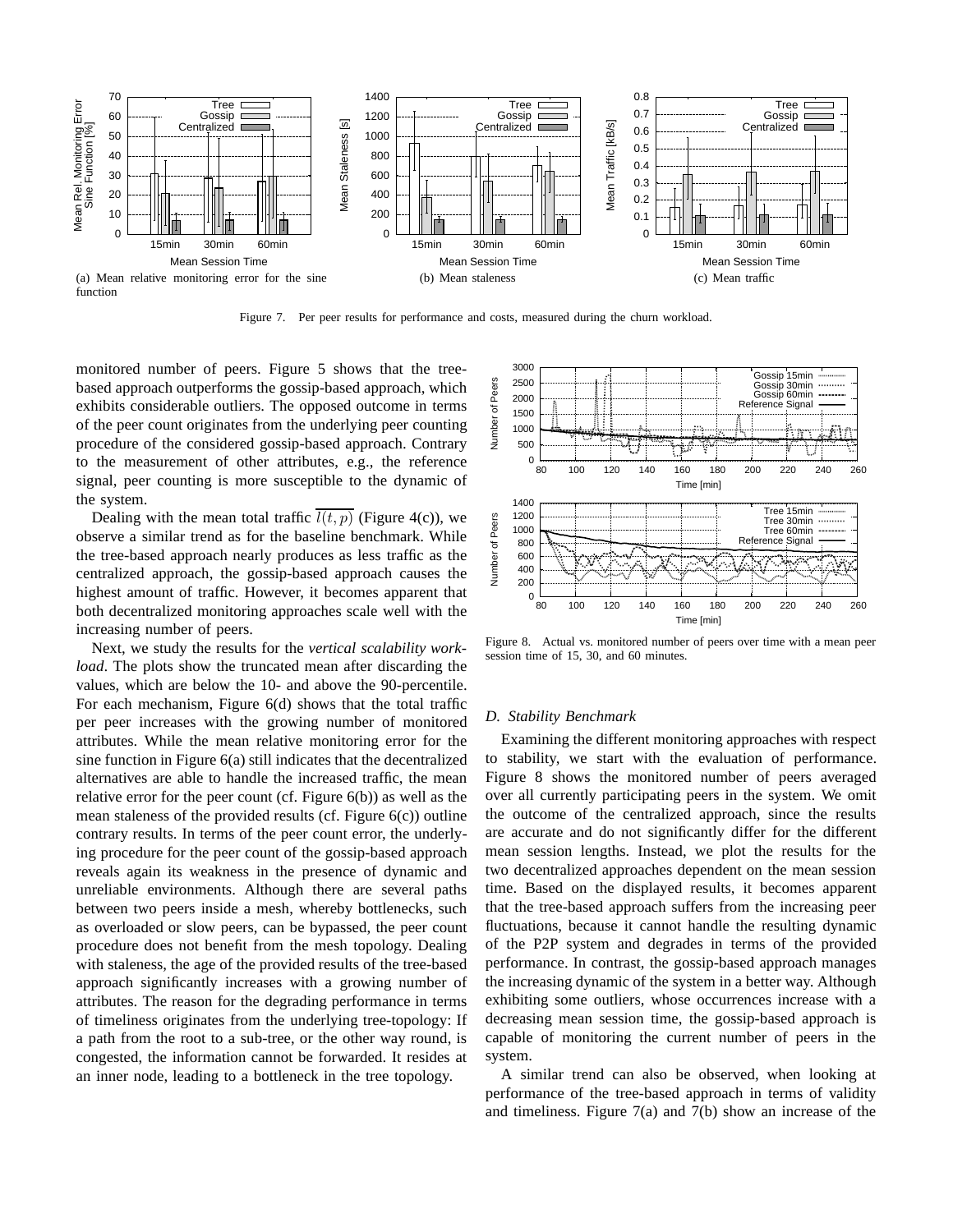(a) Mean relative monitoring error for the sine function

(b) Mean staleness

(c) Mean traffic

Figure 7. Per peer results for performance and costs, measured during the churn workload.

monitored number of peers. Figure 5 shows that the tree-based approach outperforms the gossip-based approach, which exhibits considerable outliers. The opposed outcome in terms of the peer count originates from the underlying peer counting procedure of the considered gossip-based approach. Contrary to the measurement of other attributes, e.g., the reference signal, peer counting is more susceptible to the dynamic of the system.

Dealing with the mean total traffic $\overline{l(t,p)}$ (Figure 4(c)), we observe a similar trend as for the baseline benchmark. While the tree-based approach nearly produces as less traffic as the centralized approach, the gossip-based approach causes the highest amount of traffic. However, it becomes apparent that both decentralized monitoring approaches scale well with the increasing number of peers.

Next, we study the results for the *vertical scalability workload*. The plots show the truncated mean after discarding the values, which are below the 10- and above the 90-percentile. For each mechanism, Figure 6(d) shows that the total traffic per peer increases with the growing number of monitored attributes. While the mean relative monitoring error for the sine function in Figure 6(a) still indicates that the decentralized alternatives are able to handle the increased traffic, the mean relative error for the peer count (cf. Figure 6(b)) as well as the mean staleness of the provided results (cf. Figure 6(c)) outline contrary results. In terms of the peer count error, the underlying procedure for the peer count of the gossip-based approach reveals again its weakness in the presence of dynamic and unreliable environments. Although there are several paths between two peers inside a mesh, whereby bottlenecks, such as overloaded or slow peers, can be bypassed, the peer count procedure does not benefit from the mesh topology. Dealing with staleness, the age of the provided results of the tree-based approach significantly increases with a growing number of attributes. The reason for the degrading performance in terms of timeliness originates from the underlying tree-topology: If a path from the root to a sub-tree, or the other way round, is congested, the information cannot be forwarded. It resides at an inner node, leading to a bottleneck in the tree topology.

Figure 8. Actual vs. monitored number of peers over time with a mean peer session time of 15, 30, and 60 minutes.

### D. Stability Benchmark

Examining the different monitoring approaches with respect to stability, we start with the evaluation of performance. Figure 8 shows the monitored number of peers averaged over all currently participating peers in the system. We omit the outcome of the centralized approach, since the results are accurate and do not significantly differ for the different mean session lengths. Instead, we plot the results for the two decentralized approaches dependent on the mean session time. Based on the displayed results, it becomes apparent that the tree-based approach suffers from the increasing peer fluctuations, because it cannot handle the resulting dynamic of the P2P system and degrades in terms of the provided performance. In contrast, the gossip-based approach manages the increasing dynamic of the system in a better way. Although exhibiting some outliers, whose occurrences increase with a decreasing mean session time, the gossip-based approach is capable of monitoring the current number of peers in the system.

A similar trend can also be observed, when looking at performance of the tree-based approach in terms of validity and timeliness. Figure 7(a) and 7(b) show an increase of the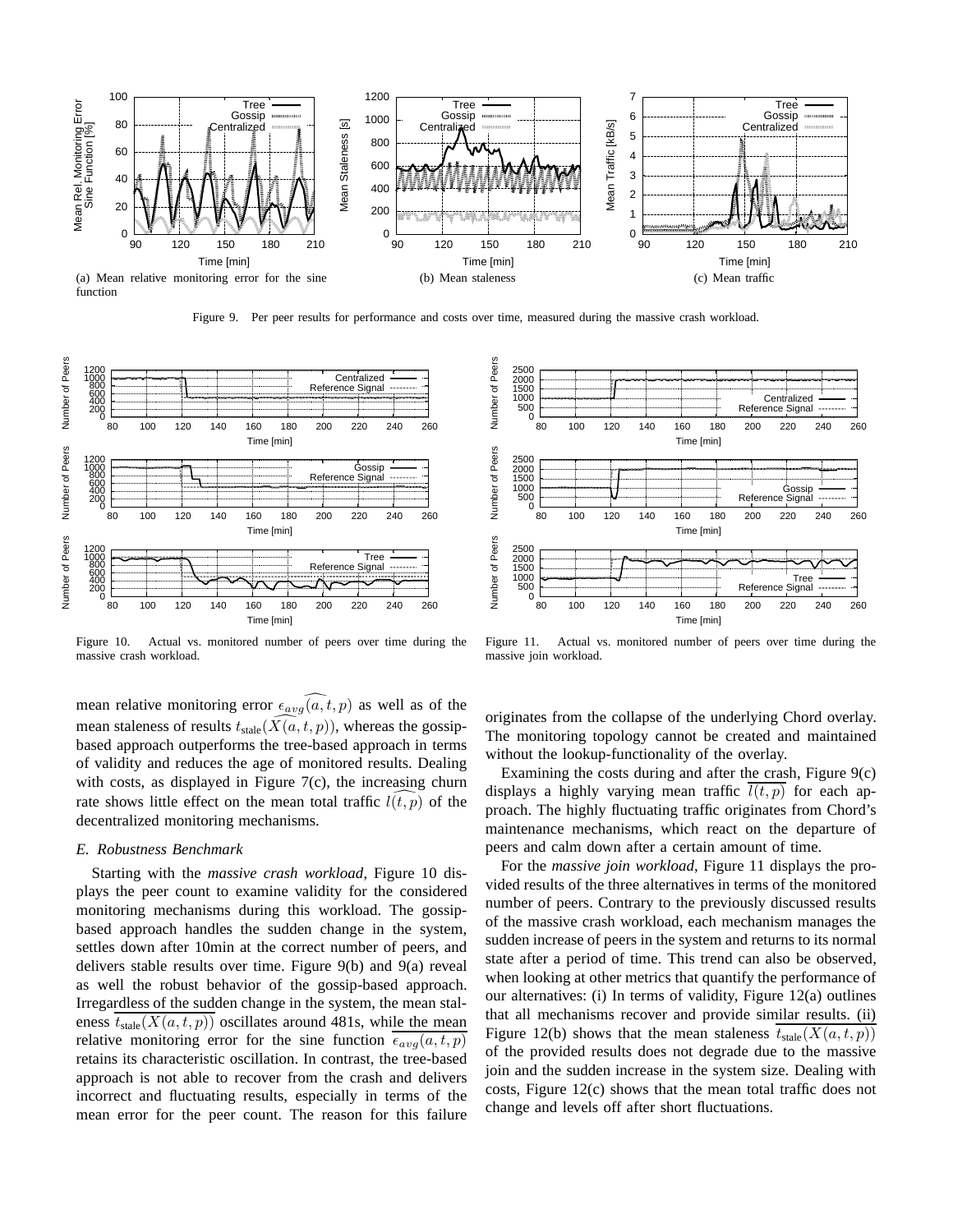Figure 9. Per peer results for performance and costs over time, measured during the massive crash workload.

(a) Mean relative monitoring error for the sine function

(b) Mean staleness

(c) Mean traffic

Figure 10. Actual vs. monitored number of peers over time during the massive crash workload.

Figure 11. Actual vs. monitored number of peers over time during the massive join workload.

mean relative monitoring error $\widehat{\epsilon_{avg}(a,t,p)}$ as well as of the mean staleness of results $t_{\text{stale}}(\widehat{X(a,t,p)})$, whereas the gossip-based approach outperforms the tree-based approach in terms of validity and reduces the age of monitored results. Dealing with costs, as displayed in Figure 7(c), the increasing churn rate shows little effect on the mean total traffic $\widehat{l(t,p)}$ of the decentralized monitoring mechanisms.

### E. Robustness Benchmark

Starting with the *massive crash workload*, Figure 10 displays the peer count to examine validity for the considered monitoring mechanisms during this workload. The gossip-based approach handles the sudden change in the system, settles down after 10min at the correct number of peers, and delivers stable results over time. Figure 9(b) and 9(a) reveal as well the robust behavior of the gossip-based approach. Irregardless of the sudden change in the system, the mean staleness $\overline{t_{\text{stale}}(X(a,t,p))}$ oscillates around 481s, while the mean relative monitoring error for the sine function $\overline{\epsilon_{avg}(a,t,p)}$ retains its characteristic oscillation. In contrast, the tree-based approach is not able to recover from the crash and delivers incorrect and fluctuating results, especially in terms of the mean error for the peer count. The reason for this failure originates from the collapse of the underlying Chord overlay. The monitoring topology cannot be created and maintained without the lookup-functionality of the overlay.

Examining the costs during and after the crash, Figure 9(c) displays a highly varying mean traffic $\overline{l(t,p)}$ for each approach. The highly fluctuating traffic originates from Chord's maintenance mechanisms, which react on the departure of peers and calm down after a certain amount of time.

For the *massive join workload*, Figure 11 displays the provided results of the three alternatives in terms of the monitored number of peers. Contrary to the previously discussed results of the massive crash workload, each mechanism manages the sudden increase of peers in the system and returns to its normal state after a period of time. This trend can also be observed, when looking at other metrics that quantify the performance of our alternatives: (i) In terms of validity, Figure 12(a) outlines that all mechanisms recover and provide similar results. (ii) Figure 12(b) shows that the mean staleness $\overline{t_{\text{stale}}(X(a,t,p))}$ of the provided results does not degrade due to the massive join and the sudden increase in the system size. Dealing with costs, Figure 12(c) shows that the mean total traffic does not change and levels off after short fluctuations.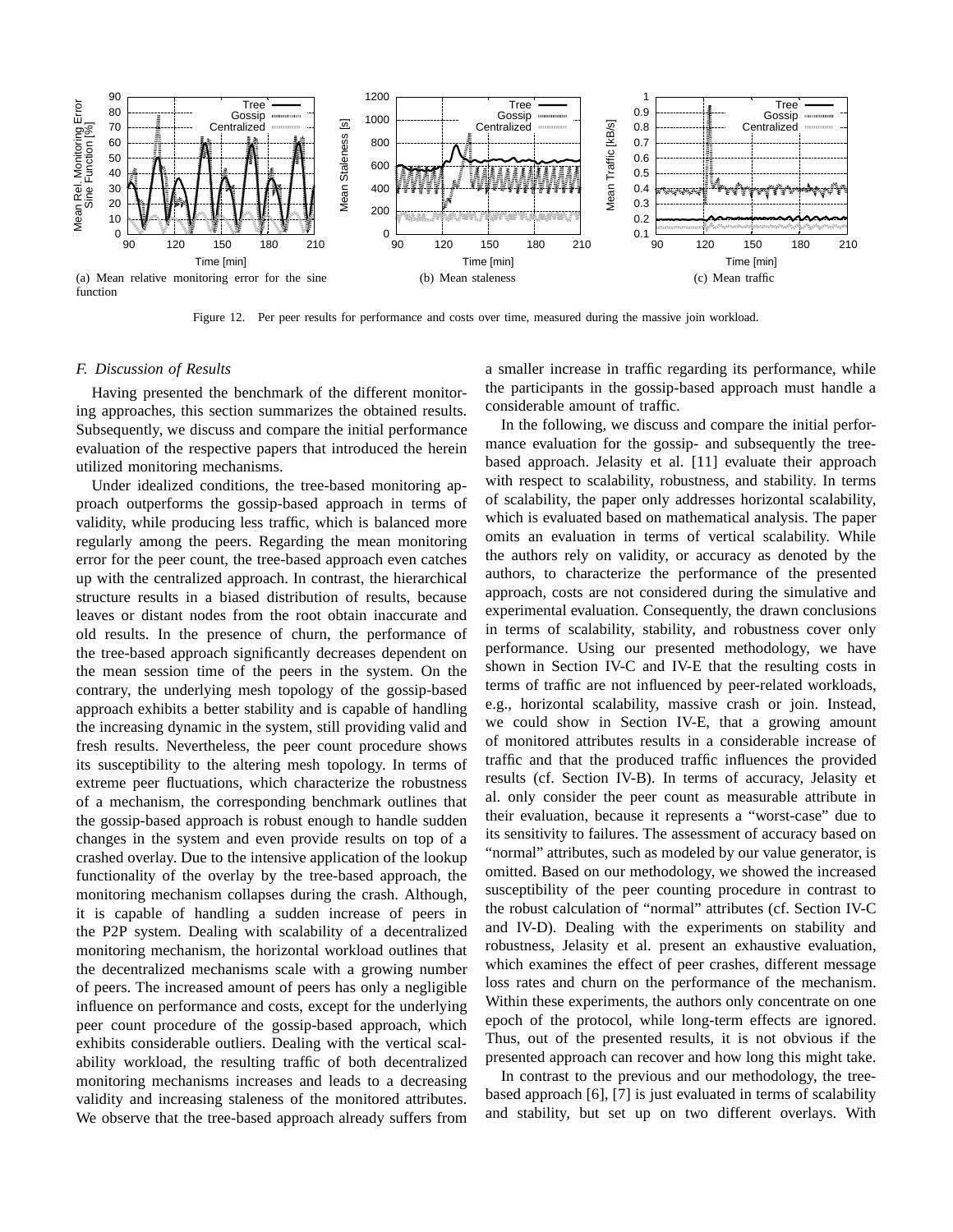90
80
70
60
50
40
30
20
10
0

Mean Rel. Monitoring Error Sine Function [%]

Tree
Gossip
Centralized

90 120 150 180 210

Time [min]

(a) Mean relative monitoring error for the sine function

1200
1000
800
600
400
200
0

Mean Staleness [s]

Tree
Gossip
Centralized

90 120 150 180 210

Time [min]

(b) Mean staleness

1
0.9
0.8
0.7
0.6
0.5
0.4
0.3
0.2
0.1

Mean Traffic [kB/s]

Tree
Gossip
Centralized

90 120 150 180 210

Time [min]

(c) Mean traffic

Figure 12. Per peer results for performance and costs over time, measured during the massive join workload.

### F. Discussion of Results

Having presented the benchmark of the different monitoring approaches, this section summarizes the obtained results. Subsequently, we discuss and compare the initial performance evaluation of the respective papers that introduced the herein utilized monitoring mechanisms.

Under idealized conditions, the tree-based monitoring approach outperforms the gossip-based approach in terms of validity, while producing less traffic, which is balanced more regularly among the peers. Regarding the mean monitoring error for the peer count, the tree-based approach even catches up with the centralized approach. In contrast, the hierarchical structure results in a biased distribution of results, because leaves or distant nodes from the root obtain inaccurate and old results. In the presence of churn, the performance of the tree-based approach significantly decreases dependent on the mean session time of the peers in the system. On the contrary, the underlying mesh topology of the gossip-based approach exhibits a better stability and is capable of handling the increasing dynamic in the system, still providing valid and fresh results. Nevertheless, the peer count procedure shows its susceptibility to the altering mesh topology. In terms of extreme peer fluctuations, which characterize the robustness of a mechanism, the corresponding benchmark outlines that the gossip-based approach is robust enough to handle sudden changes in the system and even provide results on top of a crashed overlay. Due to the intensive application of the lookup functionality of the overlay by the tree-based approach, the monitoring mechanism collapses during the crash. Although, it is capable of handling a sudden increase of peers in the P2P system. Dealing with scalability of a decentralized monitoring mechanism, the horizontal workload outlines that the decentralized mechanisms scale with a growing number of peers. The increased amount of peers has only a negligible influence on performance and costs, except for the underlying peer count procedure of the gossip-based approach, which exhibits considerable outliers. Dealing with the vertical scalability workload, the resulting traffic of both decentralized monitoring mechanisms increases and leads to a decreasing validity and increasing staleness of the monitored attributes. We observe that the tree-based approach already suffers from a smaller increase in traffic regarding its performance, while the participants in the gossip-based approach must handle a considerable amount of traffic.

In the following, we discuss and compare the initial performance evaluation for the gossip- and subsequently the tree-based approach. Jelasity et al. [11] evaluate their approach with respect to scalability, robustness, and stability. In terms of scalability, the paper only addresses horizontal scalability, which is evaluated based on mathematical analysis. The paper omits an evaluation in terms of vertical scalability. While the authors rely on validity, or accuracy as denoted by the authors, to characterize the performance of the presented approach, costs are not considered during the simulative and experimental evaluation. Consequently, the drawn conclusions in terms of scalability, stability, and robustness cover only performance. Using our presented methodology, we have shown in Section IV-C and IV-E that the resulting costs in terms of traffic are not influenced by peer-related workloads, e.g., horizontal scalability, massive crash or join. Instead, we could show in Section IV-E, that a growing amount of monitored attributes results in a considerable increase of traffic and that the produced traffic influences the provided results (cf. Section IV-B). In terms of accuracy, Jelasity et al. only consider the peer count as measurable attribute in their evaluation, because it represents a "worst-case" due to its sensitivity to failures. The assessment of accuracy based on "normal" attributes, such as modeled by our value generator, is omitted. Based on our methodology, we showed the increased susceptibility of the peer counting procedure in contrast to the robust calculation of "normal" attributes (cf. Section IV-C and IV-D). Dealing with the experiments on stability and robustness, Jelasity et al. present an exhaustive evaluation, which examines the effect of peer crashes, different message loss rates and churn on the performance of the mechanism. Within these experiments, the authors only concentrate on one epoch of the protocol, while long-term effects are ignored. Thus, out of the presented results, it is not obvious if the presented approach can recover and how long this might take.

In contrast to the previous and our methodology, the tree-based approach [6], [7] is just evaluated in terms of scalability and stability, but set up on two different overlays. With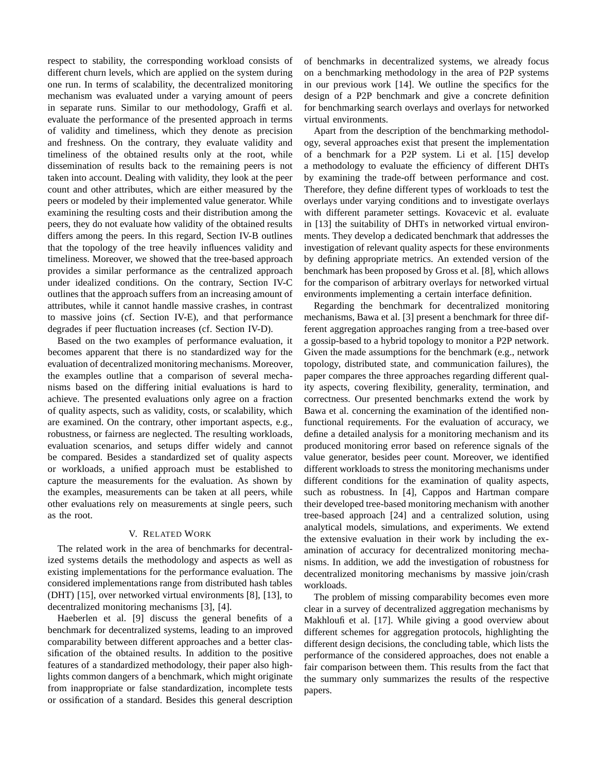respect to stability, the corresponding workload consists of different churn levels, which are applied on the system during one run. In terms of scalability, the decentralized monitoring mechanism was evaluated under a varying amount of peers in separate runs. Similar to our methodology, Graffi et al. evaluate the performance of the presented approach in terms of validity and timeliness, which they denote as precision and freshness. On the contrary, they evaluate validity and timeliness of the obtained results only at the root, while dissemination of results back to the remaining peers is not taken into account. Dealing with validity, they look at the peer count and other attributes, which are either measured by the peers or modeled by their implemented value generator. While examining the resulting costs and their distribution among the peers, they do not evaluate how validity of the obtained results differs among the peers. In this regard, Section IV-B outlines that the topology of the tree heavily influences validity and timeliness. Moreover, we showed that the tree-based approach provides a similar performance as the centralized approach under idealized conditions. On the contrary, Section IV-C outlines that the approach suffers from an increasing amount of attributes, while it cannot handle massive crashes, in contrast to massive joins (cf. Section IV-E), and that performance degrades if peer fluctuation increases (cf. Section IV-D).

Based on the two examples of performance evaluation, it becomes apparent that there is no standardized way for the evaluation of decentralized monitoring mechanisms. Moreover, the examples outline that a comparison of several mechanisms based on the differing initial evaluations is hard to achieve. The presented evaluations only agree on a fraction of quality aspects, such as validity, costs, or scalability, which are examined. On the contrary, other important aspects, e.g., robustness, or fairness are neglected. The resulting workloads, evaluation scenarios, and setups differ widely and cannot be compared. Besides a standardized set of quality aspects or workloads, a unified approach must be established to capture the measurements for the evaluation. As shown by the examples, measurements can be taken at all peers, while other evaluations rely on measurements at single peers, such as the root.

## V. Related Work

The related work in the area of benchmarks for decentralized systems details the methodology and aspects as well as existing implementations for the performance evaluation. The considered implementations range from distributed hash tables (DHT) [15], over networked virtual environments [8], [13], to decentralized monitoring mechanisms [3], [4].

Haeberlen et al. [9] discuss the general benefits of a benchmark for decentralized systems, leading to an improved comparability between different approaches and a better classification of the obtained results. In addition to the positive features of a standardized methodology, their paper also highlights common dangers of a benchmark, which might originate from inappropriate or false standardization, incomplete tests or ossification of a standard. Besides this general description of benchmarks in decentralized systems, we already focus on a benchmarking methodology in the area of P2P systems in our previous work [14]. We outline the specifics for the design of a P2P benchmark and give a concrete definition for benchmarking search overlays and overlays for networked virtual environments.

Apart from the description of the benchmarking methodology, several approaches exist that present the implementation of a benchmark for a P2P system. Li et al. [15] develop a methodology to evaluate the efficiency of different DHTs by examining the trade-off between performance and cost. Therefore, they define different types of workloads to test the overlays under varying conditions and to investigate overlays with different parameter settings. Kovacevic et al. evaluate in [13] the suitability of DHTs in networked virtual environments. They develop a dedicated benchmark that addresses the investigation of relevant quality aspects for these environments by defining appropriate metrics. An extended version of the benchmark has been proposed by Gross et al. [8], which allows for the comparison of arbitrary overlays for networked virtual environments implementing a certain interface definition.

Regarding the benchmark for decentralized monitoring mechanisms, Bawa et al. [3] present a benchmark for three different aggregation approaches ranging from a tree-based over a gossip-based to a hybrid topology to monitor a P2P network. Given the made assumptions for the benchmark (e.g., network topology, distributed state, and communication failures), the paper compares the three approaches regarding different quality aspects, covering flexibility, generality, termination, and correctness. Our presented benchmarks extend the work by Bawa et al. concerning the examination of the identified non-functional requirements. For the evaluation of accuracy, we define a detailed analysis for a monitoring mechanism and its produced monitoring error based on reference signals of the value generator, besides peer count. Moreover, we identified different workloads to stress the monitoring mechanisms under different conditions for the examination of quality aspects, such as robustness. In [4], Cappos and Hartman compare their developed tree-based monitoring mechanism with another tree-based approach [24] and a centralized solution, using analytical models, simulations, and experiments. We extend the extensive evaluation in their work by including the examination of accuracy for decentralized monitoring mechanisms. In addition, we add the investigation of robustness for decentralized monitoring mechanisms by massive join/crash workloads.

The problem of missing comparability becomes even more clear in a survey of decentralized aggregation mechanisms by Makhloufi et al. [17]. While giving a good overview about different schemes for aggregation protocols, highlighting the different design decisions, the concluding table, which lists the performance of the considered approaches, does not enable a fair comparison between them. This results from the fact that the summary only summarizes the results of the respective papers.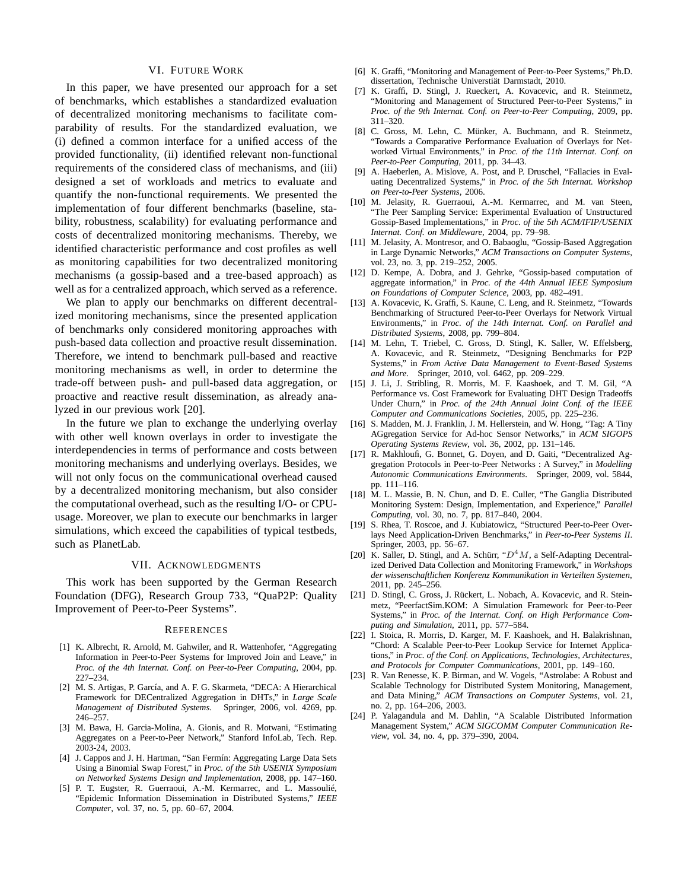## VI. Future Work

In this paper, we have presented our approach for a set of benchmarks, which establishes a standardized evaluation of decentralized monitoring mechanisms to facilitate comparability of results. For the standardized evaluation, we (i) defined a common interface for a unified access of the provided functionality, (ii) identified relevant non-functional requirements of the considered class of mechanisms, and (iii) designed a set of workloads and metrics to evaluate and quantify the non-functional requirements. We presented the implementation of four different benchmarks (baseline, stability, robustness, scalability) for evaluating performance and costs of decentralized monitoring mechanisms. Thereby, we identified characteristic performance and cost profiles as well as monitoring capabilities for two decentralized monitoring mechanisms (a gossip-based and a tree-based approach) as well as for a centralized approach, which served as a reference.

We plan to apply our benchmarks on different decentralized monitoring mechanisms, since the presented application of benchmarks only considered monitoring approaches with push-based data collection and proactive result dissemination. Therefore, we intend to benchmark pull-based and reactive monitoring mechanisms as well, in order to determine the trade-off between push- and pull-based data aggregation, or proactive and reactive result dissemination, as already analyzed in our previous work [20].

In the future we plan to exchange the underlying overlay with other well known overlays in order to investigate the interdependencies in terms of performance and costs between monitoring mechanisms and underlying overlays. Besides, we will not only focus on the communicational overhead caused by a decentralized monitoring mechanism, but also consider the computational overhead, such as the resulting I/O- or CPU-usage. Moreover, we plan to execute our benchmarks in larger simulations, which exceed the capabilities of typical testbeds, such as PlanetLab.

## VII. Acknowledgments

This work has been supported by the German Research Foundation (DFG), Research Group 733, "QuaP2P: Quality Improvement of Peer-to-Peer Systems".

## References

[1] K. Albrecht, R. Arnold, M. Gahwiler, and R. Wattenhofer, "Aggregating Information in Peer-to-Peer Systems for Improved Join and Leave," in *Proc. of the 4th Internat. Conf. on Peer-to-Peer Computing*, 2004, pp. 227–234.

[2] M. S. Artigas, P. García, and A. F. G. Skarmeta, "DECA: A Hierarchical Framework for DECentralized Aggregation in DHTs," in *Large Scale Management of Distributed Systems*. Springer, 2006, vol. 4269, pp. 246–257.

[3] M. Bawa, H. Garcia-Molina, A. Gionis, and R. Motwani, "Estimating Aggregates on a Peer-to-Peer Network," Stanford InfoLab, Tech. Rep. 2003-24, 2003.

[4] J. Cappos and J. H. Hartman, "San Fermín: Aggregating Large Data Sets Using a Binomial Swap Forest," in *Proc. of the 5th USENIX Symposium on Networked Systems Design and Implementation*, 2008, pp. 147–160.

[5] P. T. Eugster, R. Guerraoui, A.-M. Kermarrec, and L. Massoulié, "Epidemic Information Dissemination in Distributed Systems," *IEEE Computer*, vol. 37, no. 5, pp. 60–67, 2004.

[6] K. Graffi, "Monitoring and Management of Peer-to-Peer Systems," Ph.D. dissertation, Technische Universtiät Darmstadt, 2010.

[7] K. Graffi, D. Stingl, J. Rueckert, A. Kovacevic, and R. Steinmetz, "Monitoring and Management of Structured Peer-to-Peer Systems," in *Proc. of the 9th Internat. Conf. on Peer-to-Peer Computing*, 2009, pp. 311–320.

[8] C. Gross, M. Lehn, C. Münker, A. Buchmann, and R. Steinmetz, "Towards a Comparative Performance Evaluation of Overlays for Networked Virtual Environments," in *Proc. of the 11th Internat. Conf. on Peer-to-Peer Computing*, 2011, pp. 34–43.

[9] A. Haeberlen, A. Mislove, A. Post, and P. Druschel, "Fallacies in Evaluating Decentralized Systems," in *Proc. of the 5th Internat. Workshop on Peer-to-Peer Systems*, 2006.

[10] M. Jelasity, R. Guerraoui, A.-M. Kermarrec, and M. van Steen, "The Peer Sampling Service: Experimental Evaluation of Unstructured Gossip-Based Implementations," in *Proc. of the 5th ACM/IFIP/USENIX Internat. Conf. on Middleware*, 2004, pp. 79–98.

[11] M. Jelasity, A. Montresor, and O. Babaoglu, "Gossip-Based Aggregation in Large Dynamic Networks," *ACM Transactions on Computer Systems*, vol. 23, no. 3, pp. 219–252, 2005.

[12] D. Kempe, A. Dobra, and J. Gehrke, "Gossip-based computation of aggregate information," in *Proc. of the 44th Annual IEEE Symposium on Foundations of Computer Science*, 2003, pp. 482–491.

[13] A. Kovacevic, K. Graffi, S. Kaune, C. Leng, and R. Steinmetz, "Towards Benchmarking of Structured Peer-to-Peer Overlays for Network Virtual Environments," in *Proc. of the 14th Internat. Conf. on Parallel and Distributed Systems*, 2008, pp. 799–804.

[14] M. Lehn, T. Triebel, C. Gross, D. Stingl, K. Saller, W. Effelsberg, A. Kovacevic, and R. Steinmetz, "Designing Benchmarks for P2P Systems," in *From Active Data Management to Event-Based Systems and More*. Springer, 2010, vol. 6462, pp. 209–229.

[15] J. Li, J. Stribling, R. Morris, M. F. Kaashoek, and T. M. Gil, "A Performance vs. Cost Framework for Evaluating DHT Design Tradeoffs Under Churn," in *Proc. of the 24th Annual Joint Conf. of the IEEE Computer and Communications Societies*, 2005, pp. 225–236.

[16] S. Madden, M. J. Franklin, J. M. Hellerstein, and W. Hong, "Tag: A Tiny AGgregation Service for Ad-hoc Sensor Networks," in *ACM SIGOPS Operating Systems Review*, vol. 36, 2002, pp. 131–146.

[17] R. Makhloufi, G. Bonnet, G. Doyen, and D. Gaiti, "Decentralized Aggregation Protocols in Peer-to-Peer Networks : A Survey," in *Modelling Autonomic Communications Environments*. Springer, 2009, vol. 5844, pp. 111–116.

[18] M. L. Massie, B. N. Chun, and D. E. Culler, "The Ganglia Distributed Monitoring System: Design, Implementation, and Experience," *Parallel Computing*, vol. 30, no. 7, pp. 817–840, 2004.

[19] S. Rhea, T. Roscoe, and J. Kubiatowicz, "Structured Peer-to-Peer Overlays Need Application-Driven Benchmarks," in *Peer-to-Peer Systems II*. Springer, 2003, pp. 56–67.

[20] K. Saller, D. Stingl, and A. Schürr, "$D^4M$, a Self-Adapting Decentralized Derived Data Collection and Monitoring Framework," in *Workshops der wissenschaftlichen Konferenz Kommunikation in Verteilten Systemen*, 2011, pp. 245–256.

[21] D. Stingl, C. Gross, J. Rückert, L. Nobach, A. Kovacevic, and R. Steinmetz, "PeerfactSim.KOM: A Simulation Framework for Peer-to-Peer Systems," in *Proc. of the Internat. Conf. on High Performance Computing and Simulation*, 2011, pp. 577–584.

[22] I. Stoica, R. Morris, D. Karger, M. F. Kaashoek, and H. Balakrishnan, "Chord: A Scalable Peer-to-Peer Lookup Service for Internet Applications," in *Proc. of the Conf. on Applications, Technologies, Architectures, and Protocols for Computer Communications*, 2001, pp. 149–160.

[23] R. Van Renesse, K. P. Birman, and W. Vogels, "Astrolabe: A Robust and Scalable Technology for Distributed System Monitoring, Management, and Data Mining," *ACM Transactions on Computer Systems*, vol. 21, no. 2, pp. 164–206, 2003.

[24] P. Yalagandula and M. Dahlin, "A Scalable Distributed Information Management System," *ACM SIGCOMM Computer Communication Review*, vol. 34, no. 4, pp. 379–390, 2004.